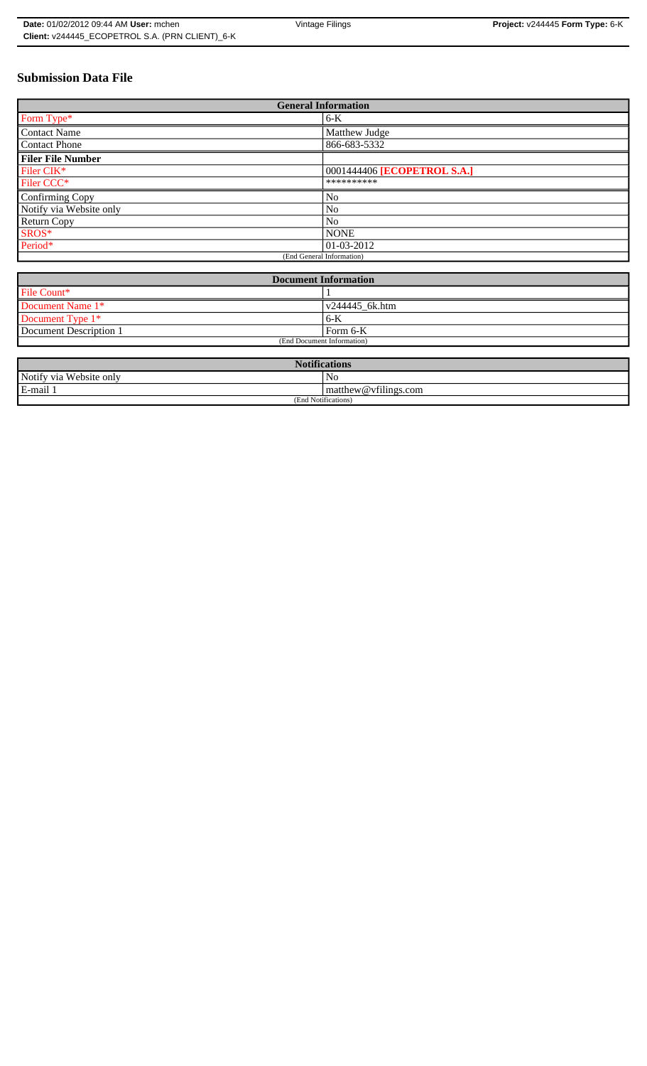# Submission Data File

| General Information | |
|---|---|
| Form Type* | 6-K |
| Contact Name | Matthew Judge |
| Contact Phone | 866-683-5332 |
| **Filer File Number** | |
| Filer CIK* | 0001444406 **[ECOPETROL S.A.]** |
| Filer CCC* | ********** |
| Confirming Copy | No |
| Notify via Website only | No |
| Return Copy | No |
| SROS* | NONE |
| Period* | 01-03-2012 |
| (End General Information) | |

| Document Information | |
|---|---|
| File Count* | 1 |
| Document Name 1* | v244445_6k.htm |
| Document Type 1* | 6-K |
| Document Description 1 | Form 6-K |
| (End Document Information) | |

| Notifications | |
|---|---|
| Notify via Website only | No |
| E-mail 1 | matthew@vfilings.com |
| (End Notifications) | |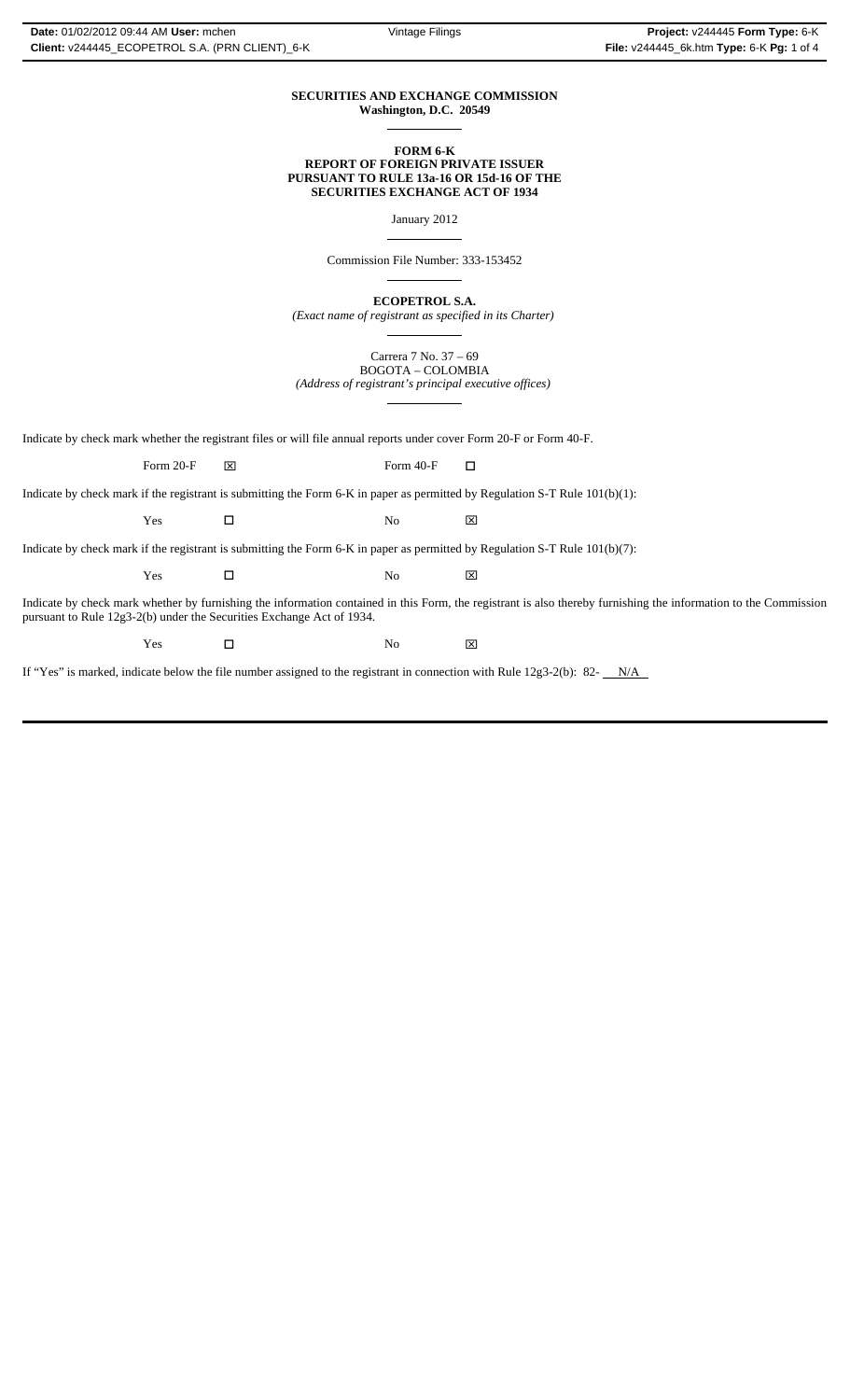**SECURITIES AND EXCHANGE COMMISSION**
**Washington, D.C. 20549**

**FORM 6-K**
**REPORT OF FOREIGN PRIVATE ISSUER**
**PURSUANT TO RULE 13a-16 OR 15d-16 OF THE**
**SECURITIES EXCHANGE ACT OF 1934**

January 2012

Commission File Number: 333-153452

**ECOPETROL S.A.**
*(Exact name of registrant as specified in its Charter)*

Carrera 7 No. 37 – 69
BOGOTA – COLOMBIA
*(Address of registrant's principal executive offices)*

Indicate by check mark whether the registrant files or will file annual reports under cover Form 20-F or Form 40-F.

Form 20-F ☒ Form 40-F ☐

Indicate by check mark if the registrant is submitting the Form 6-K in paper as permitted by Regulation S-T Rule 101(b)(1):

Yes ☐ No ☒

Indicate by check mark if the registrant is submitting the Form 6-K in paper as permitted by Regulation S-T Rule 101(b)(7):

Yes ☐ No ☒

Indicate by check mark whether by furnishing the information contained in this Form, the registrant is also thereby furnishing the information to the Commission pursuant to Rule 12g3-2(b) under the Securities Exchange Act of 1934.

Yes ☐ No ☒

If "Yes" is marked, indicate below the file number assigned to the registrant in connection with Rule 12g3-2(b): 82- N/A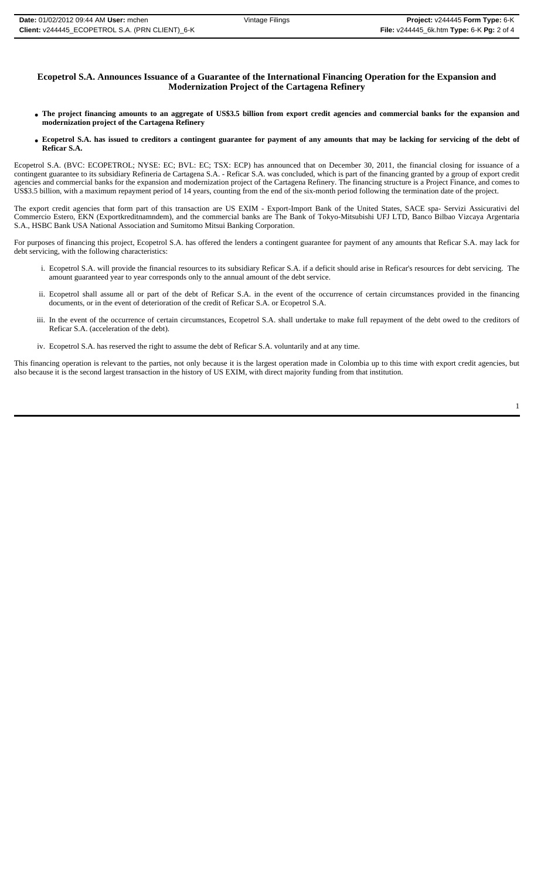# Ecopetrol S.A. Announces Issuance of a Guarantee of the International Financing Operation for the Expansion and Modernization Project of the Cartagena Refinery

- **The project financing amounts to an aggregate of US$3.5 billion from export credit agencies and commercial banks for the expansion and modernization project of the Cartagena Refinery**
- **Ecopetrol S.A. has issued to creditors a contingent guarantee for payment of any amounts that may be lacking for servicing of the debt of Reficar S.A.**

Ecopetrol S.A. (BVC: ECOPETROL; NYSE: EC; BVL: EC; TSX: ECP) has announced that on December 30, 2011, the financial closing for issuance of a contingent guarantee to its subsidiary Refineria de Cartagena S.A. - Reficar S.A. was concluded, which is part of the financing granted by a group of export credit agencies and commercial banks for the expansion and modernization project of the Cartagena Refinery. The financing structure is a Project Finance, and comes to US$3.5 billion, with a maximum repayment period of 14 years, counting from the end of the six-month period following the termination date of the project.

The export credit agencies that form part of this transaction are US EXIM - Export-Import Bank of the United States, SACE spa- Servizi Assicurativi del Commercio Estero, EKN (Exportkreditnamndem), and the commercial banks are The Bank of Tokyo-Mitsubishi UFJ LTD, Banco Bilbao Vizcaya Argentaria S.A., HSBC Bank USA National Association and Sumitomo Mitsui Banking Corporation.

For purposes of financing this project, Ecopetrol S.A. has offered the lenders a contingent guarantee for payment of any amounts that Reficar S.A. may lack for debt servicing, with the following characteristics:

i. Ecopetrol S.A. will provide the financial resources to its subsidiary Reficar S.A. if a deficit should arise in Reficar's resources for debt servicing. The amount guaranteed year to year corresponds only to the annual amount of the debt service.

ii. Ecopetrol shall assume all or part of the debt of Reficar S.A. in the event of the occurrence of certain circumstances provided in the financing documents, or in the event of deterioration of the credit of Reficar S.A. or Ecopetrol S.A.

iii. In the event of the occurrence of certain circumstances, Ecopetrol S.A. shall undertake to make full repayment of the debt owed to the creditors of Reficar S.A. (acceleration of the debt).

iv. Ecopetrol S.A. has reserved the right to assume the debt of Reficar S.A. voluntarily and at any time.

This financing operation is relevant to the parties, not only because it is the largest operation made in Colombia up to this time with export credit agencies, but also because it is the second largest transaction in the history of US EXIM, with direct majority funding from that institution.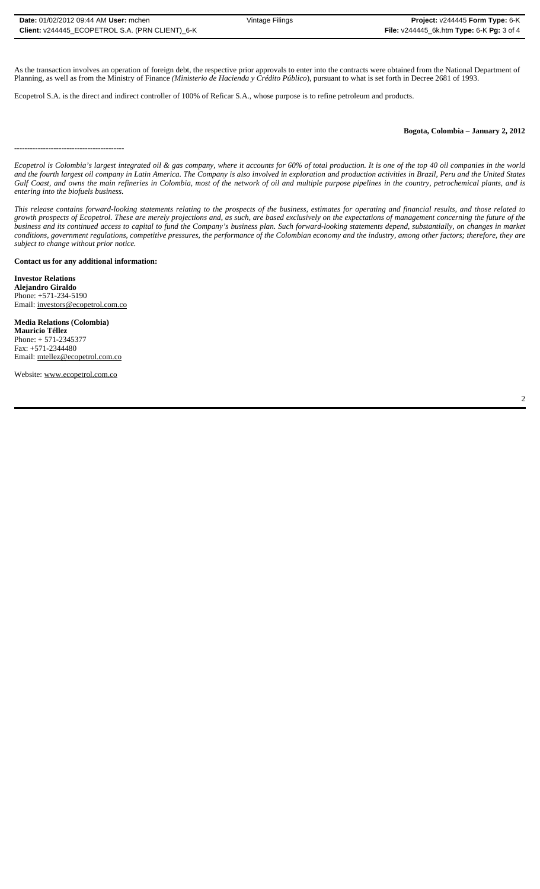As the transaction involves an operation of foreign debt, the respective prior approvals to enter into the contracts were obtained from the National Department of Planning, as well as from the Ministry of Finance (*Ministerio de Hacienda y Crédito Público*), pursuant to what is set forth in Decree 2681 of 1993.

Ecopetrol S.A. is the direct and indirect controller of 100% of Reficar S.A., whose purpose is to refine petroleum and products.

**Bogota, Colombia – January 2, 2012**

------------------------------------------

*Ecopetrol is Colombia's largest integrated oil & gas company, where it accounts for 60% of total production. It is one of the top 40 oil companies in the world and the fourth largest oil company in Latin America. The Company is also involved in exploration and production activities in Brazil, Peru and the United States Gulf Coast, and owns the main refineries in Colombia, most of the network of oil and multiple purpose pipelines in the country, petrochemical plants, and is entering into the biofuels business.*

*This release contains forward-looking statements relating to the prospects of the business, estimates for operating and financial results, and those related to growth prospects of Ecopetrol. These are merely projections and, as such, are based exclusively on the expectations of management concerning the future of the business and its continued access to capital to fund the Company's business plan. Such forward-looking statements depend, substantially, on changes in market conditions, government regulations, competitive pressures, the performance of the Colombian economy and the industry, among other factors; therefore, they are subject to change without prior notice.*

**Contact us for any additional information:**

**Investor Relations**
**Alejandro Giraldo**
Phone: +571-234-5190
Email: investors@ecopetrol.com.co

**Media Relations (Colombia)**
**Mauricio Téllez**
Phone: + 571-2345377
Fax: +571-2344480
Email: mtellez@ecopetrol.com.co

Website: www.ecopetrol.com.co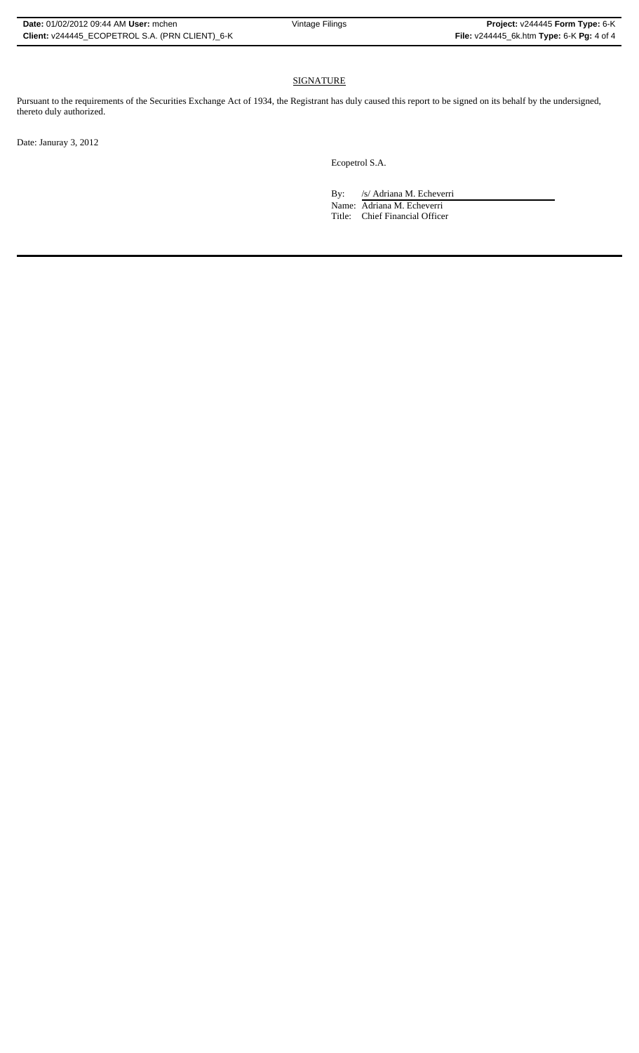## SIGNATURE

Pursuant to the requirements of the Securities Exchange Act of 1934, the Registrant has duly caused this report to be signed on its behalf by the undersigned, thereto duly authorized.

Date: Januray 3, 2012

Ecopetrol S.A.

By: /s/ Adriana M. Echeverri

Name: Adriana M. Echeverri

Title: Chief Financial Officer